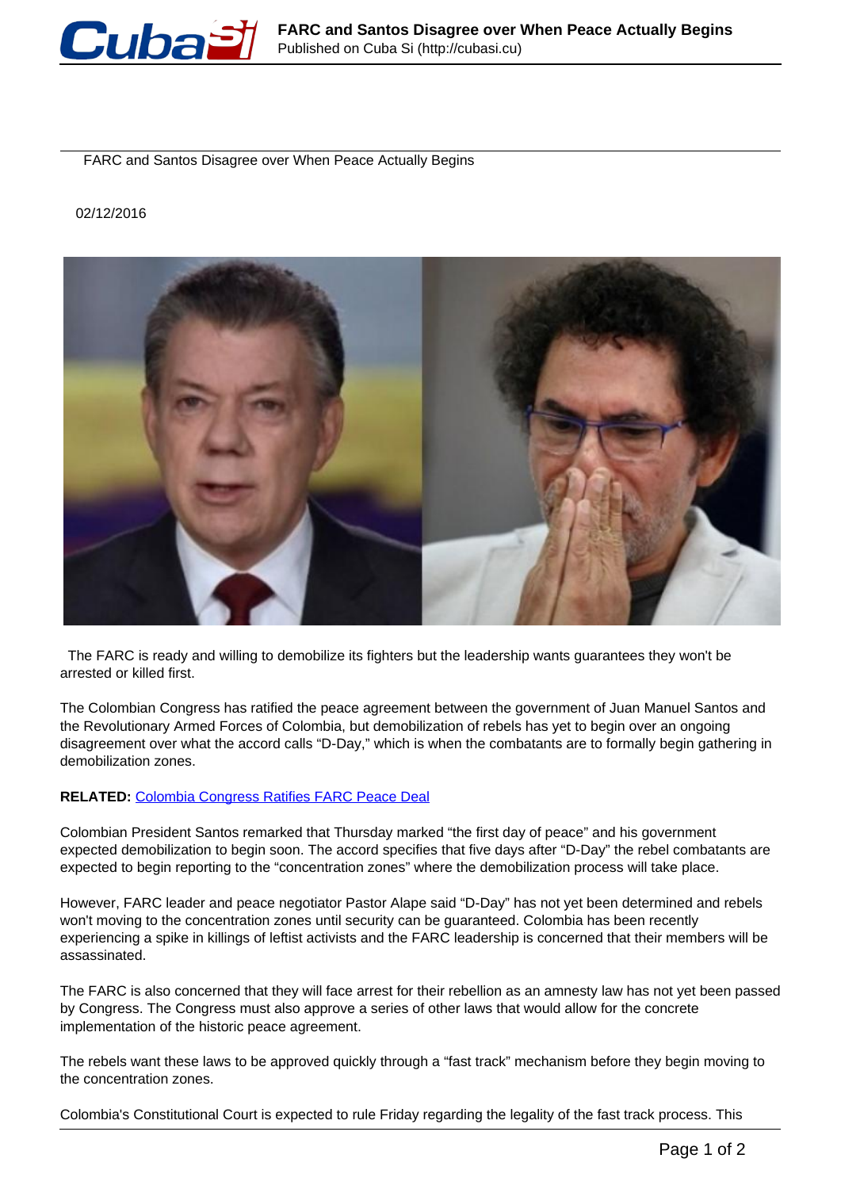# FARC and Santos Disagree over When Peace Actually Begins

02/12/2016

The FARC is ready and willing to demobilize its fighters but the leadership wants guarantees they won't be arrested or killed first.

The Colombian Congress has ratified the peace agreement between the government of Juan Manuel Santos and the Revolutionary Armed Forces of Colombia, but demobilization of rebels has yet to begin over an ongoing disagreement over what the accord calls "D-Day," which is when the combatants are to formally begin gathering in demobilization zones.

**RELATED:** Colombia Congress Ratifies FARC Peace Deal

Colombian President Santos remarked that Thursday marked "the first day of peace" and his government expected demobilization to begin soon. The accord specifies that five days after "D-Day" the rebel combatants are expected to begin reporting to the "concentration zones" where the demobilization process will take place.

However, FARC leader and peace negotiator Pastor Alape said "D-Day" has not yet been determined and rebels won't moving to the concentration zones until security can be guaranteed. Colombia has been recently experiencing a spike in killings of leftist activists and the FARC leadership is concerned that their members will be assassinated.

The FARC is also concerned that they will face arrest for their rebellion as an amnesty law has not yet been passed by Congress. The Congress must also approve a series of other laws that would allow for the concrete implementation of the historic peace agreement.

The rebels want these laws to be approved quickly through a "fast track" mechanism before they begin moving to the concentration zones.

Colombia's Constitutional Court is expected to rule Friday regarding the legality of the fast track process. This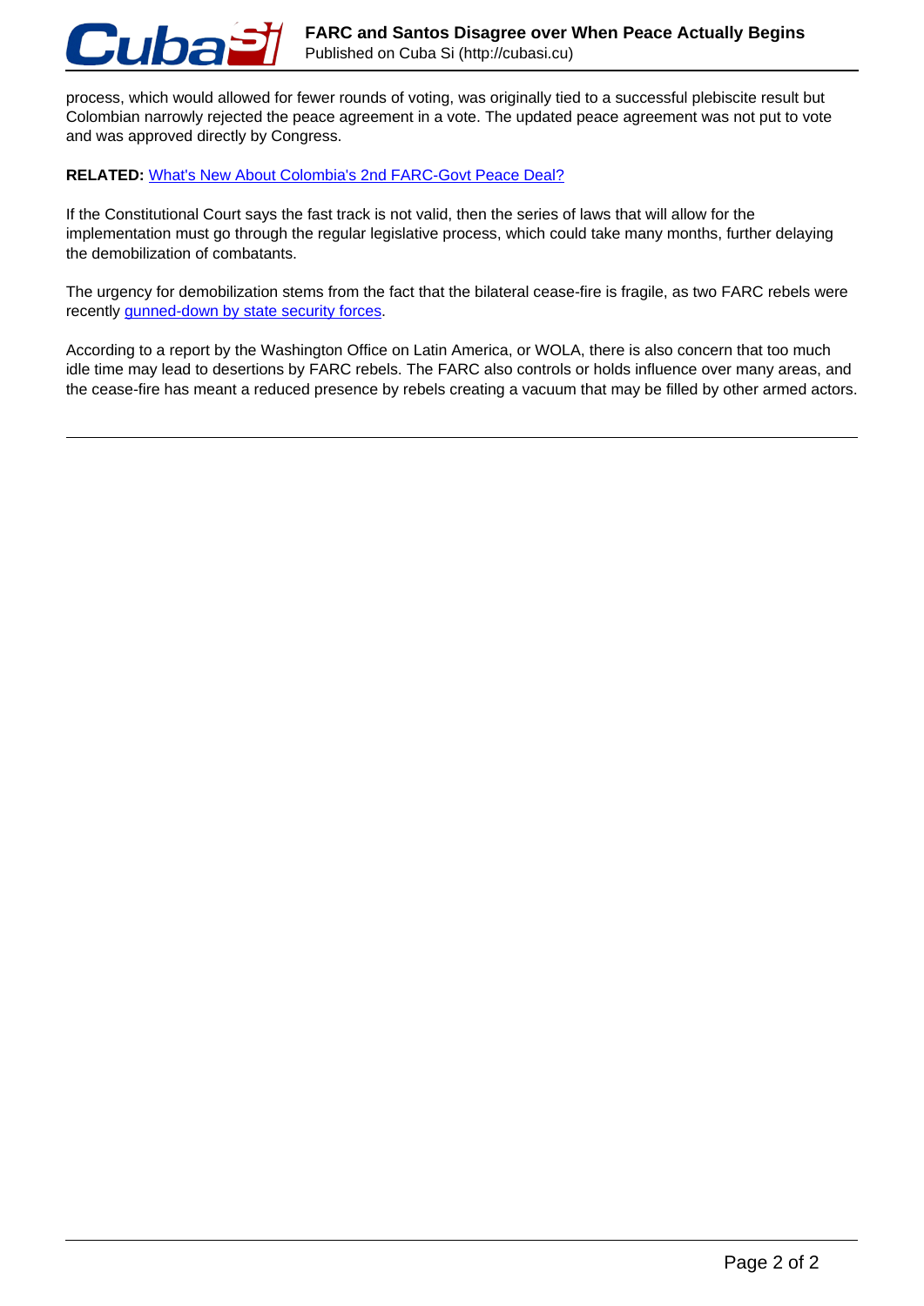process, which would allowed for fewer rounds of voting, was originally tied to a successful plebiscite result but Colombian narrowly rejected the peace agreement in a vote. The updated peace agreement was not put to vote and was approved directly by Congress.

**RELATED:** What's New About Colombia's 2nd FARC-Govt Peace Deal?

If the Constitutional Court says the fast track is not valid, then the series of laws that will allow for the implementation must go through the regular legislative process, which could take many months, further delaying the demobilization of combatants.

The urgency for demobilization stems from the fact that the bilateral cease-fire is fragile, as two FARC rebels were recently gunned-down by state security forces.

According to a report by the Washington Office on Latin America, or WOLA, there is also concern that too much idle time may lead to desertions by FARC rebels. The FARC also controls or holds influence over many areas, and the cease-fire has meant a reduced presence by rebels creating a vacuum that may be filled by other armed actors.